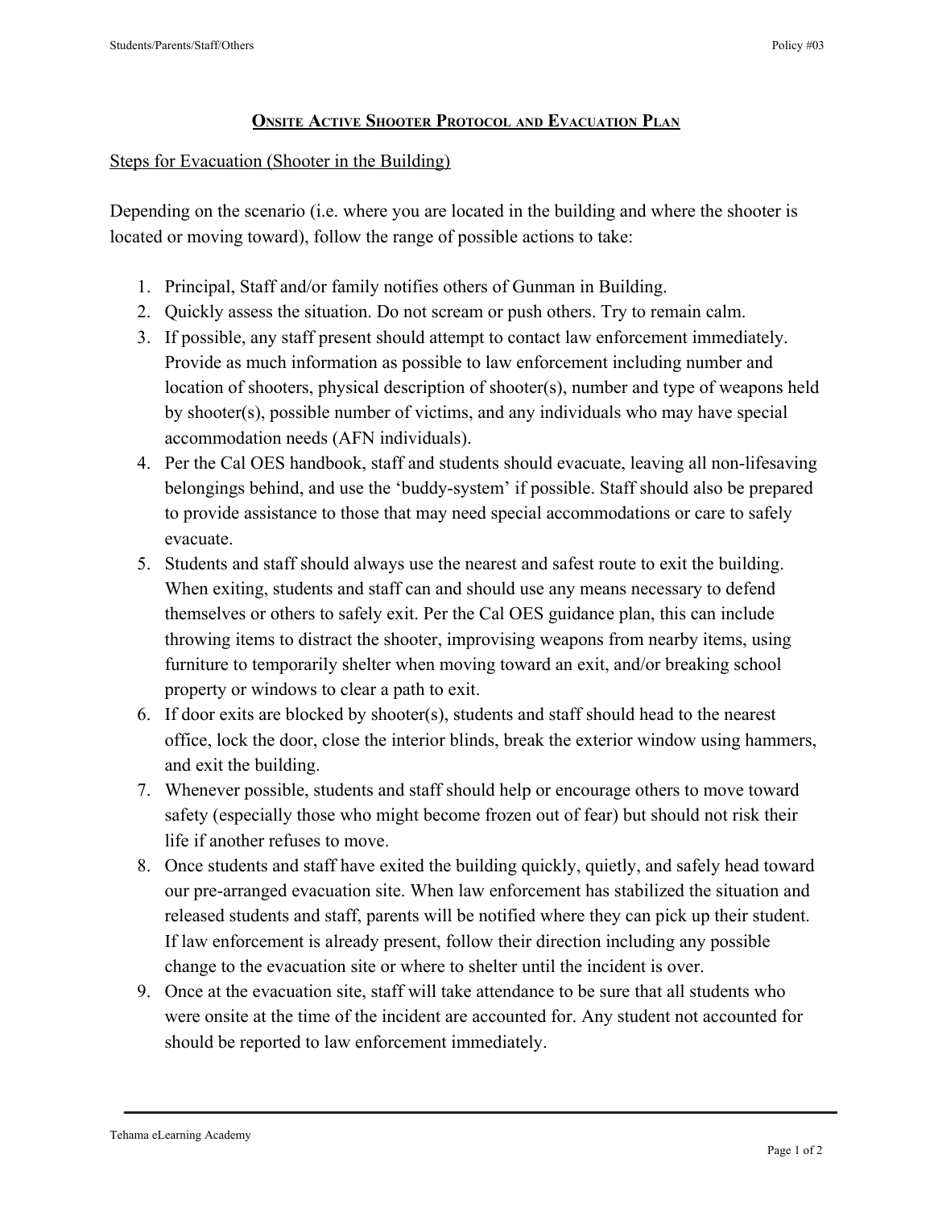# Onsite Active Shooter Protocol and Evacuation Plan

## Steps for Evacuation (Shooter in the Building)

Depending on the scenario (i.e. where you are located in the building and where the shooter is located or moving toward), follow the range of possible actions to take:

1. Principal, Staff and/or family notifies others of Gunman in Building.
2. Quickly assess the situation. Do not scream or push others. Try to remain calm.
3. If possible, any staff present should attempt to contact law enforcement immediately. Provide as much information as possible to law enforcement including number and location of shooters, physical description of shooter(s), number and type of weapons held by shooter(s), possible number of victims, and any individuals who may have special accommodation needs (AFN individuals).
4. Per the Cal OES handbook, staff and students should evacuate, leaving all non-lifesaving belongings behind, and use the 'buddy-system' if possible. Staff should also be prepared to provide assistance to those that may need special accommodations or care to safely evacuate.
5. Students and staff should always use the nearest and safest route to exit the building. When exiting, students and staff can and should use any means necessary to defend themselves or others to safely exit. Per the Cal OES guidance plan, this can include throwing items to distract the shooter, improvising weapons from nearby items, using furniture to temporarily shelter when moving toward an exit, and/or breaking school property or windows to clear a path to exit.
6. If door exits are blocked by shooter(s), students and staff should head to the nearest office, lock the door, close the interior blinds, break the exterior window using hammers, and exit the building.
7. Whenever possible, students and staff should help or encourage others to move toward safety (especially those who might become frozen out of fear) but should not risk their life if another refuses to move.
8. Once students and staff have exited the building quickly, quietly, and safely head toward our pre-arranged evacuation site. When law enforcement has stabilized the situation and released students and staff, parents will be notified where they can pick up their student. If law enforcement is already present, follow their direction including any possible change to the evacuation site or where to shelter until the incident is over.
9. Once at the evacuation site, staff will take attendance to be sure that all students who were onsite at the time of the incident are accounted for. Any student not accounted for should be reported to law enforcement immediately.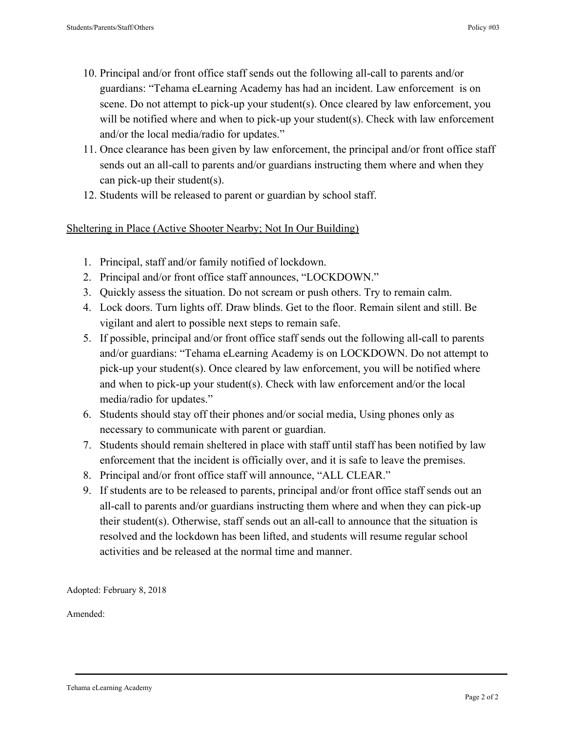10. Principal and/or front office staff sends out the following all-call to parents and/or guardians: "Tehama eLearning Academy has had an incident. Law enforcement is on scene. Do not attempt to pick-up your student(s). Once cleared by law enforcement, you will be notified where and when to pick-up your student(s). Check with law enforcement and/or the local media/radio for updates."
11. Once clearance has been given by law enforcement, the principal and/or front office staff sends out an all-call to parents and/or guardians instructing them where and when they can pick-up their student(s).
12. Students will be released to parent or guardian by school staff.

<u>Sheltering in Place (Active Shooter Nearby; Not In Our Building)</u>

1. Principal, staff and/or family notified of lockdown.
2. Principal and/or front office staff announces, "LOCKDOWN."
3. Quickly assess the situation. Do not scream or push others. Try to remain calm.
4. Lock doors. Turn lights off. Draw blinds. Get to the floor. Remain silent and still. Be vigilant and alert to possible next steps to remain safe.
5. If possible, principal and/or front office staff sends out the following all-call to parents and/or guardians: "Tehama eLearning Academy is on LOCKDOWN. Do not attempt to pick-up your student(s). Once cleared by law enforcement, you will be notified where and when to pick-up your student(s). Check with law enforcement and/or the local media/radio for updates."
6. Students should stay off their phones and/or social media, Using phones only as necessary to communicate with parent or guardian.
7. Students should remain sheltered in place with staff until staff has been notified by law enforcement that the incident is officially over, and it is safe to leave the premises.
8. Principal and/or front office staff will announce, "ALL CLEAR."
9. If students are to be released to parents, principal and/or front office staff sends out an all-call to parents and/or guardians instructing them where and when they can pick-up their student(s). Otherwise, staff sends out an all-call to announce that the situation is resolved and the lockdown has been lifted, and students will resume regular school activities and be released at the normal time and manner.

Adopted: February 8, 2018

Amended: